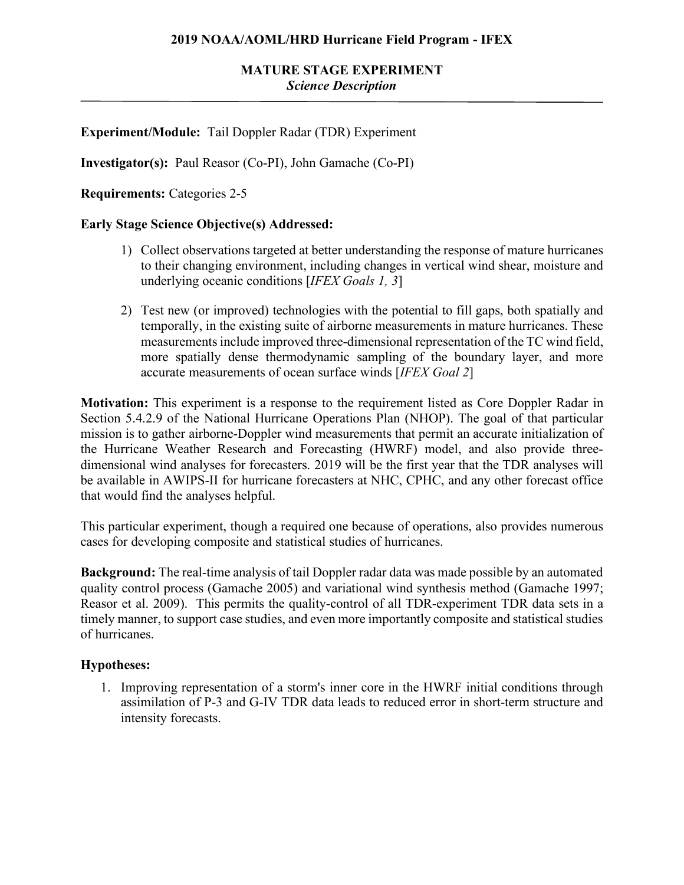# 2019 NOAA/AOML/HRD Hurricane Field Program - IFEX

## MATURE STAGE EXPERIMENT

*Science Description*

---

**Experiment/Module:** Tail Doppler Radar (TDR) Experiment

**Investigator(s):** Paul Reasor (Co-PI), John Gamache (Co-PI)

**Requirements:** Categories 2-5

**Early Stage Science Objective(s) Addressed:**

1) Collect observations targeted at better understanding the response of mature hurricanes to their changing environment, including changes in vertical wind shear, moisture and underlying oceanic conditions [*IFEX Goals 1, 3*]

2) Test new (or improved) technologies with the potential to fill gaps, both spatially and temporally, in the existing suite of airborne measurements in mature hurricanes. These measurements include improved three-dimensional representation of the TC wind field, more spatially dense thermodynamic sampling of the boundary layer, and more accurate measurements of ocean surface winds [*IFEX Goal 2*]

**Motivation:** This experiment is a response to the requirement listed as Core Doppler Radar in Section 5.4.2.9 of the National Hurricane Operations Plan (NHOP). The goal of that particular mission is to gather airborne-Doppler wind measurements that permit an accurate initialization of the Hurricane Weather Research and Forecasting (HWRF) model, and also provide three-dimensional wind analyses for forecasters. 2019 will be the first year that the TDR analyses will be available in AWIPS-II for hurricane forecasters at NHC, CPHC, and any other forecast office that would find the analyses helpful.

This particular experiment, though a required one because of operations, also provides numerous cases for developing composite and statistical studies of hurricanes.

**Background:** The real-time analysis of tail Doppler radar data was made possible by an automated quality control process (Gamache 2005) and variational wind synthesis method (Gamache 1997; Reasor et al. 2009). This permits the quality-control of all TDR-experiment TDR data sets in a timely manner, to support case studies, and even more importantly composite and statistical studies of hurricanes.

**Hypotheses:**

1. Improving representation of a storm's inner core in the HWRF initial conditions through assimilation of P-3 and G-IV TDR data leads to reduced error in short-term structure and intensity forecasts.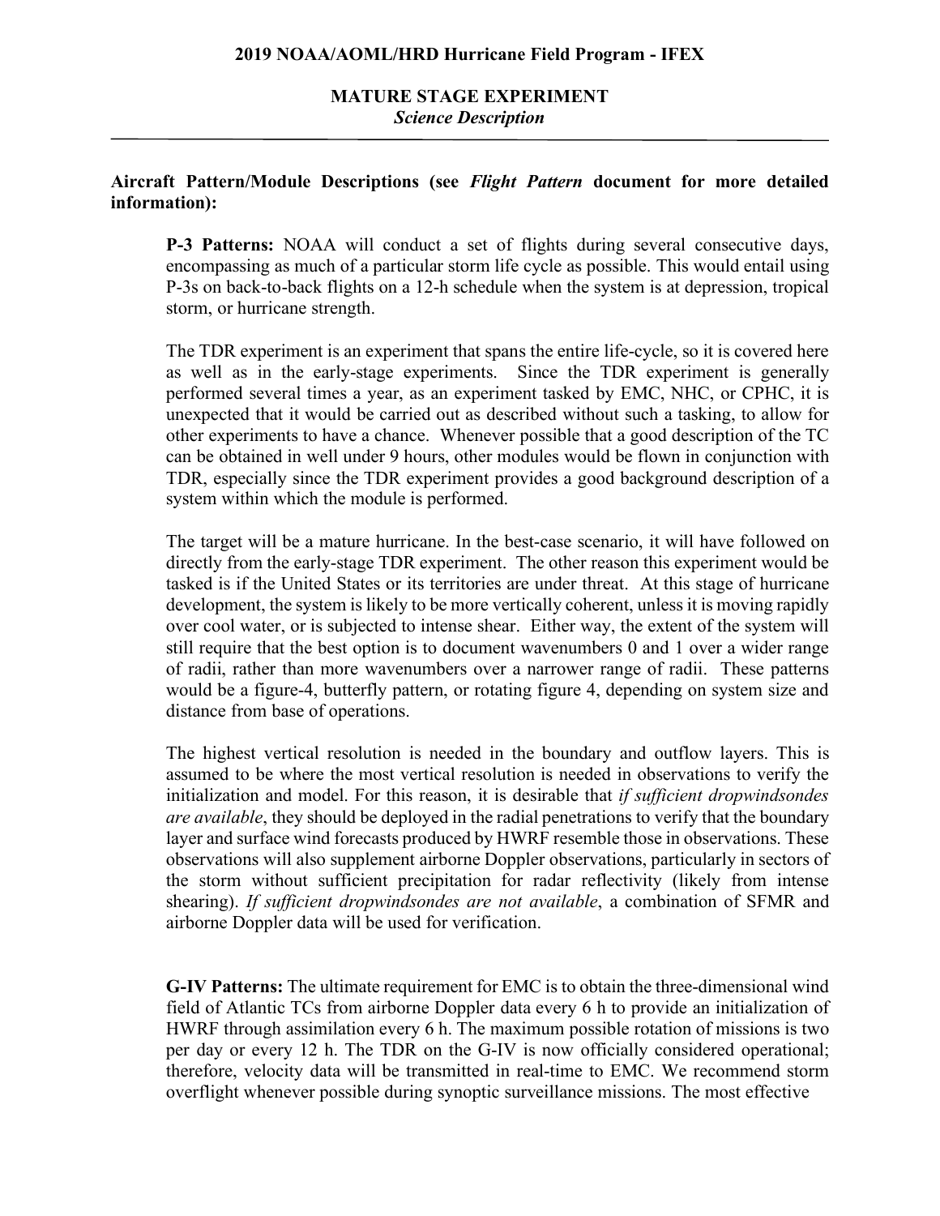**Aircraft Pattern/Module Descriptions (see *Flight Pattern* document for more detailed information):**

**P-3 Patterns:** NOAA will conduct a set of flights during several consecutive days, encompassing as much of a particular storm life cycle as possible. This would entail using P-3s on back-to-back flights on a 12-h schedule when the system is at depression, tropical storm, or hurricane strength.

The TDR experiment is an experiment that spans the entire life-cycle, so it is covered here as well as in the early-stage experiments. Since the TDR experiment is generally performed several times a year, as an experiment tasked by EMC, NHC, or CPHC, it is unexpected that it would be carried out as described without such a tasking, to allow for other experiments to have a chance. Whenever possible that a good description of the TC can be obtained in well under 9 hours, other modules would be flown in conjunction with TDR, especially since the TDR experiment provides a good background description of a system within which the module is performed.

The target will be a mature hurricane. In the best-case scenario, it will have followed on directly from the early-stage TDR experiment. The other reason this experiment would be tasked is if the United States or its territories are under threat. At this stage of hurricane development, the system is likely to be more vertically coherent, unless it is moving rapidly over cool water, or is subjected to intense shear. Either way, the extent of the system will still require that the best option is to document wavenumbers 0 and 1 over a wider range of radii, rather than more wavenumbers over a narrower range of radii. These patterns would be a figure-4, butterfly pattern, or rotating figure 4, depending on system size and distance from base of operations.

The highest vertical resolution is needed in the boundary and outflow layers. This is assumed to be where the most vertical resolution is needed in observations to verify the initialization and model. For this reason, it is desirable that *if sufficient dropwindsondes are available*, they should be deployed in the radial penetrations to verify that the boundary layer and surface wind forecasts produced by HWRF resemble those in observations. These observations will also supplement airborne Doppler observations, particularly in sectors of the storm without sufficient precipitation for radar reflectivity (likely from intense shearing). *If sufficient dropwindsondes are not available*, a combination of SFMR and airborne Doppler data will be used for verification.

**G-IV Patterns:** The ultimate requirement for EMC is to obtain the three-dimensional wind field of Atlantic TCs from airborne Doppler data every 6 h to provide an initialization of HWRF through assimilation every 6 h. The maximum possible rotation of missions is two per day or every 12 h. The TDR on the G-IV is now officially considered operational; therefore, velocity data will be transmitted in real-time to EMC. We recommend storm overflight whenever possible during synoptic surveillance missions. The most effective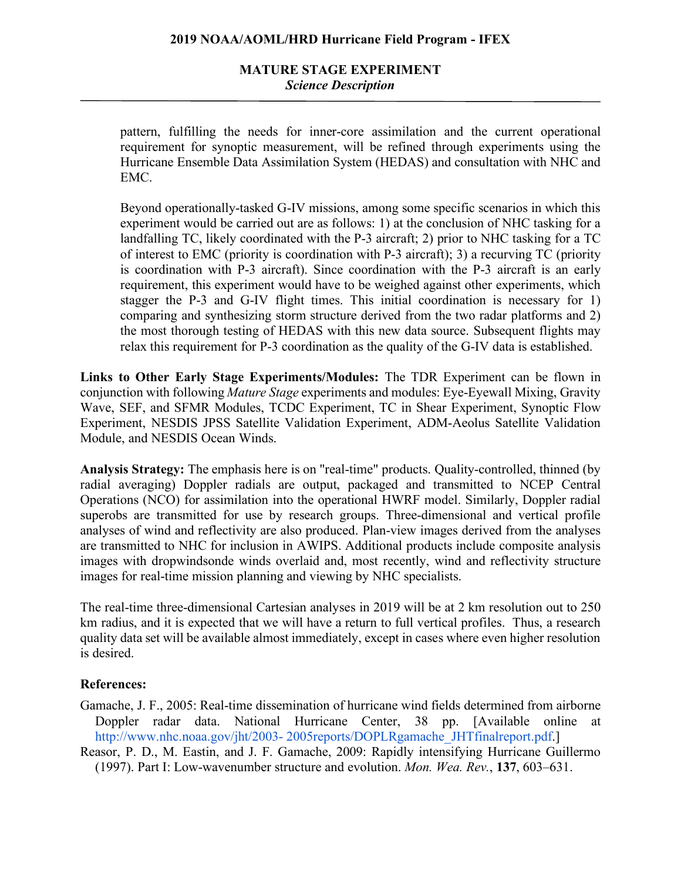pattern, fulfilling the needs for inner-core assimilation and the current operational requirement for synoptic measurement, will be refined through experiments using the Hurricane Ensemble Data Assimilation System (HEDAS) and consultation with NHC and EMC.

Beyond operationally-tasked G-IV missions, among some specific scenarios in which this experiment would be carried out are as follows: 1) at the conclusion of NHC tasking for a landfalling TC, likely coordinated with the P-3 aircraft; 2) prior to NHC tasking for a TC of interest to EMC (priority is coordination with P-3 aircraft); 3) a recurving TC (priority is coordination with P-3 aircraft). Since coordination with the P-3 aircraft is an early requirement, this experiment would have to be weighed against other experiments, which stagger the P-3 and G-IV flight times. This initial coordination is necessary for 1) comparing and synthesizing storm structure derived from the two radar platforms and 2) the most thorough testing of HEDAS with this new data source. Subsequent flights may relax this requirement for P-3 coordination as the quality of the G-IV data is established.

**Links to Other Early Stage Experiments/Modules:** The TDR Experiment can be flown in conjunction with following *Mature Stage* experiments and modules: Eye-Eyewall Mixing, Gravity Wave, SEF, and SFMR Modules, TCDC Experiment, TC in Shear Experiment, Synoptic Flow Experiment, NESDIS JPSS Satellite Validation Experiment, ADM-Aeolus Satellite Validation Module, and NESDIS Ocean Winds.

**Analysis Strategy:** The emphasis here is on "real-time" products. Quality-controlled, thinned (by radial averaging) Doppler radials are output, packaged and transmitted to NCEP Central Operations (NCO) for assimilation into the operational HWRF model. Similarly, Doppler radial superobs are transmitted for use by research groups. Three-dimensional and vertical profile analyses of wind and reflectivity are also produced. Plan-view images derived from the analyses are transmitted to NHC for inclusion in AWIPS. Additional products include composite analysis images with dropwindsonde winds overlaid and, most recently, wind and reflectivity structure images for real-time mission planning and viewing by NHC specialists.

The real-time three-dimensional Cartesian analyses in 2019 will be at 2 km resolution out to 250 km radius, and it is expected that we will have a return to full vertical profiles. Thus, a research quality data set will be available almost immediately, except in cases where even higher resolution is desired.

**References:**

Gamache, J. F., 2005: Real-time dissemination of hurricane wind fields determined from airborne Doppler radar data. National Hurricane Center, 38 pp. [Available online at http://www.nhc.noaa.gov/jht/2003- 2005reports/DOPLRgamache_JHTfinalreport.pdf.]

Reasor, P. D., M. Eastin, and J. F. Gamache, 2009: Rapidly intensifying Hurricane Guillermo (1997). Part I: Low-wavenumber structure and evolution. *Mon. Wea. Rev.*, **137**, 603–631.